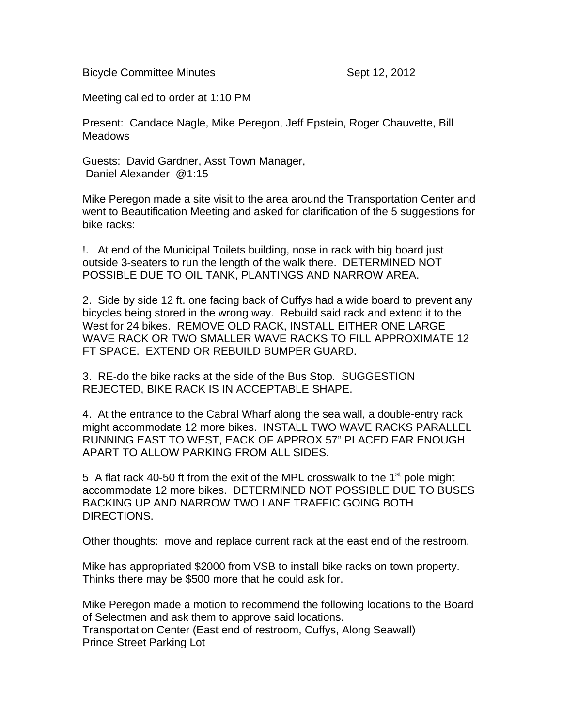Bicycle Committee Minutes Sept 12, 2012

Meeting called to order at 1:10 PM

Present: Candace Nagle, Mike Peregon, Jeff Epstein, Roger Chauvette, Bill Meadows

Guests: David Gardner, Asst Town Manager,
Daniel Alexander @1:15

Mike Peregon made a site visit to the area around the Transportation Center and went to Beautification Meeting and asked for clarification of the 5 suggestions for bike racks:

!. At end of the Municipal Toilets building, nose in rack with big board just outside 3-seaters to run the length of the walk there. DETERMINED NOT POSSIBLE DUE TO OIL TANK, PLANTINGS AND NARROW AREA.

2. Side by side 12 ft. one facing back of Cuffys had a wide board to prevent any bicycles being stored in the wrong way. Rebuild said rack and extend it to the West for 24 bikes. REMOVE OLD RACK, INSTALL EITHER ONE LARGE WAVE RACK OR TWO SMALLER WAVE RACKS TO FILL APPROXIMATE 12 FT SPACE. EXTEND OR REBUILD BUMPER GUARD.

3. RE-do the bike racks at the side of the Bus Stop. SUGGESTION REJECTED, BIKE RACK IS IN ACCEPTABLE SHAPE.

4. At the entrance to the Cabral Wharf along the sea wall, a double-entry rack might accommodate 12 more bikes. INSTALL TWO WAVE RACKS PARALLEL RUNNING EAST TO WEST, EACK OF APPROX 57" PLACED FAR ENOUGH APART TO ALLOW PARKING FROM ALL SIDES.

5 A flat rack 40-50 ft from the exit of the MPL crosswalk to the 1st pole might accommodate 12 more bikes. DETERMINED NOT POSSIBLE DUE TO BUSES BACKING UP AND NARROW TWO LANE TRAFFIC GOING BOTH DIRECTIONS.

Other thoughts: move and replace current rack at the east end of the restroom.

Mike has appropriated $2000 from VSB to install bike racks on town property. Thinks there may be $500 more that he could ask for.

Mike Peregon made a motion to recommend the following locations to the Board of Selectmen and ask them to approve said locations.
Transportation Center (East end of restroom, Cuffys, Along Seawall)
Prince Street Parking Lot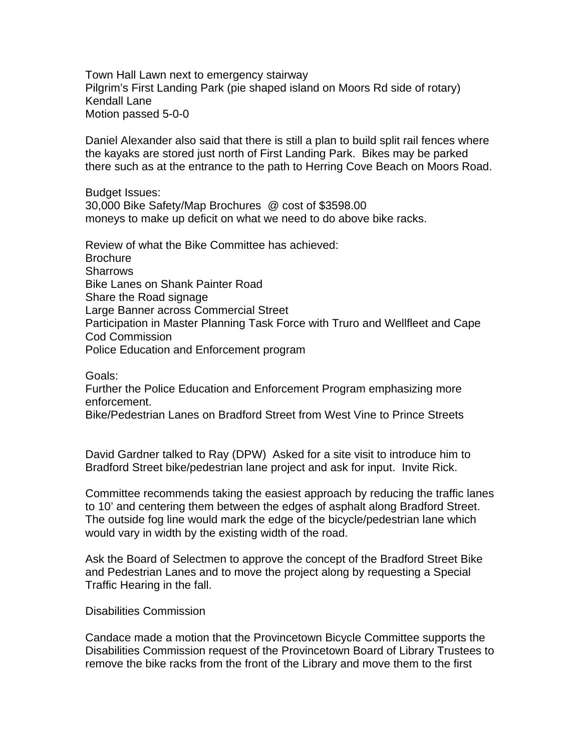Town Hall Lawn next to emergency stairway
Pilgrim's First Landing Park (pie shaped island on Moors Rd side of rotary)
Kendall Lane
Motion passed 5-0-0

Daniel Alexander also said that there is still a plan to build split rail fences where the kayaks are stored just north of First Landing Park. Bikes may be parked there such as at the entrance to the path to Herring Cove Beach on Moors Road.

Budget Issues:
30,000 Bike Safety/Map Brochures @ cost of $3598.00
moneys to make up deficit on what we need to do above bike racks.

Review of what the Bike Committee has achieved:
Brochure
Sharrows
Bike Lanes on Shank Painter Road
Share the Road signage
Large Banner across Commercial Street
Participation in Master Planning Task Force with Truro and Wellfleet and Cape Cod Commission
Police Education and Enforcement program

Goals:
Further the Police Education and Enforcement Program emphasizing more enforcement.
Bike/Pedestrian Lanes on Bradford Street from West Vine to Prince Streets

David Gardner talked to Ray (DPW) Asked for a site visit to introduce him to Bradford Street bike/pedestrian lane project and ask for input. Invite Rick.

Committee recommends taking the easiest approach by reducing the traffic lanes to 10' and centering them between the edges of asphalt along Bradford Street. The outside fog line would mark the edge of the bicycle/pedestrian lane which would vary in width by the existing width of the road.

Ask the Board of Selectmen to approve the concept of the Bradford Street Bike and Pedestrian Lanes and to move the project along by requesting a Special Traffic Hearing in the fall.

Disabilities Commission

Candace made a motion that the Provincetown Bicycle Committee supports the Disabilities Commission request of the Provincetown Board of Library Trustees to remove the bike racks from the front of the Library and move them to the first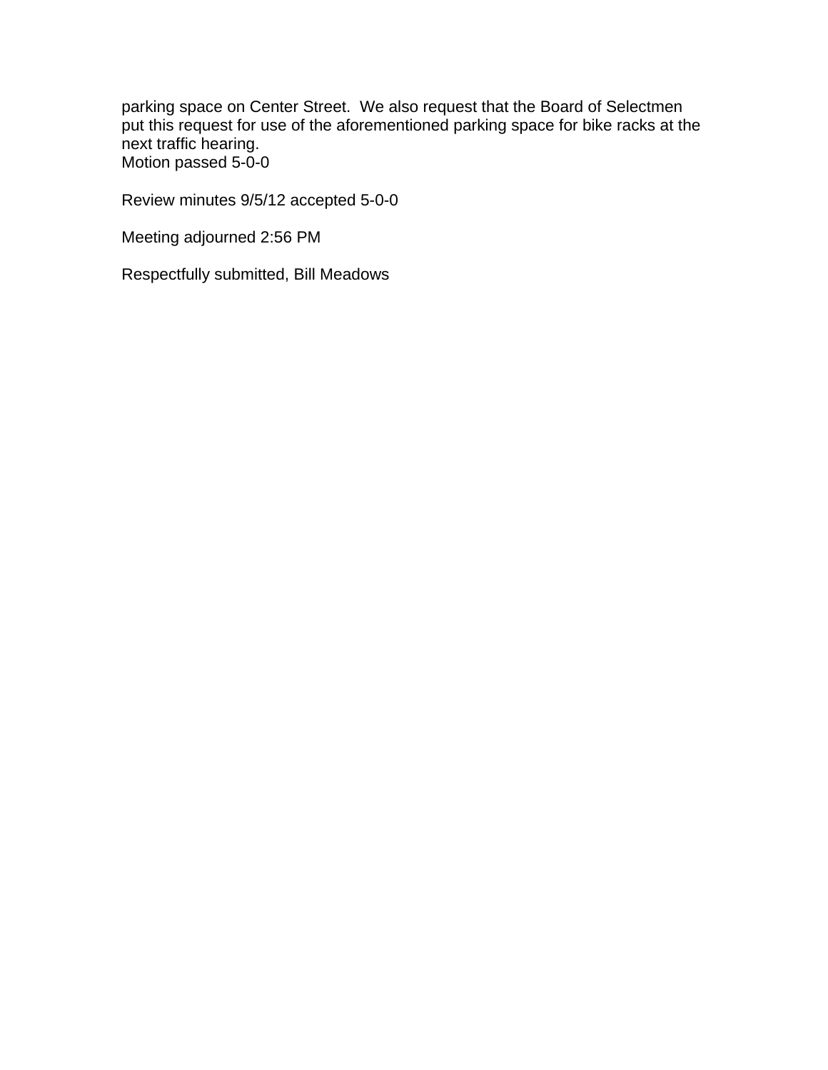parking space on Center Street.  We also request that the Board of Selectmen put this request for use of the aforementioned parking space for bike racks at the next traffic hearing.
Motion passed 5-0-0

Review minutes 9/5/12 accepted 5-0-0

Meeting adjourned 2:56 PM

Respectfully submitted, Bill Meadows